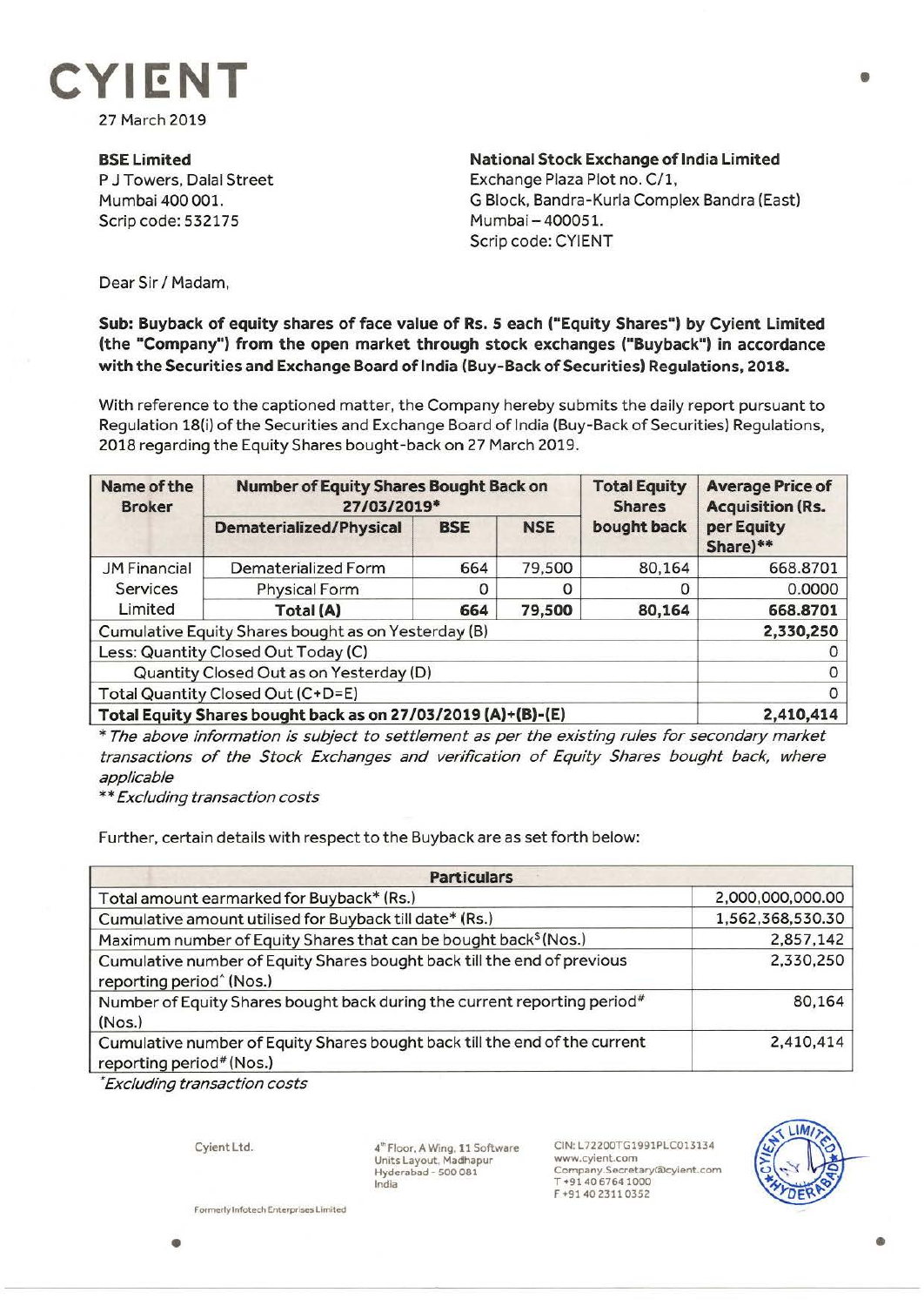# CYIENT

27 March 2019

**BSE Limited**
P J Towers, Dalal Street
Mumbai 400 001.
Scrip code: 532175

**National Stock Exchange of India Limited**
Exchange Plaza Plot no. C/1,
G Block, Bandra-Kurla Complex Bandra (East)
Mumbai – 400051.
Scrip code: CYIENT

Dear Sir / Madam,

**Sub: Buyback of equity shares of face value of Rs. 5 each ("Equity Shares") by Cyient Limited (the "Company") from the open market through stock exchanges ("Buyback") in accordance with the Securities and Exchange Board of India (Buy-Back of Securities) Regulations, 2018.**

With reference to the captioned matter, the Company hereby submits the daily report pursuant to Regulation 18(i) of the Securities and Exchange Board of India (Buy-Back of Securities) Regulations, 2018 regarding the Equity Shares bought-back on 27 March 2019.

| Name of the Broker | Number of Equity Shares Bought Back on 27/03/2019* | | | Total Equity Shares bought back | Average Price of Acquisition (Rs. per Equity Share)** |
|---|---|---|---|---|---|
| | Dematerialized/Physical | BSE | NSE | | |
| JM Financial Services Limited | Dematerialized Form | 664 | 79,500 | 80,164 | 668.8701 |
| | Physical Form | 0 | 0 | 0 | 0.0000 |
| | **Total (A)** | **664** | **79,500** | **80,164** | **668.8701** |
| Cumulative Equity Shares bought as on Yesterday (B) | | | | | **2,330,250** |
| Less: Quantity Closed Out Today (C) | | | | | 0 |
| Quantity Closed Out as on Yesterday (D) | | | | | 0 |
| Total Quantity Closed Out (C+D=E) | | | | | 0 |
| **Total Equity Shares bought back as on 27/03/2019 (A)+(B)-(E)** | | | | | **2,410,414** |

*\* The above information is subject to settlement as per the existing rules for secondary market transactions of the Stock Exchanges and verification of Equity Shares bought back, where applicable*

*\*\* Excluding transaction costs*

Further, certain details with respect to the Buyback are as set forth below:

| Particulars | |
|---|---|
| Total amount earmarked for Buyback* (Rs.) | 2,000,000,000.00 |
| Cumulative amount utilised for Buyback till date* (Rs.) | 1,562,368,530.30 |
| Maximum number of Equity Shares that can be bought back$ (Nos.) | 2,857,142 |
| Cumulative number of Equity Shares bought back till the end of previous reporting period^ (Nos.) | 2,330,250 |
| Number of Equity Shares bought back during the current reporting period# (Nos.) | 80,164 |
| Cumulative number of Equity Shares bought back till the end of the current reporting period# (Nos.) | 2,410,414 |

*\*Excluding transaction costs*

Cyient Ltd.

4th Floor, A Wing, 11 Software Units Layout, Madhapur Hyderabad - 500 081 India

CIN: L72200TG1991PLC013134
www.cyient.com
Company.Secretary@cyient.com
T +91 40 6764 1000
F +91 40 2311 0352

Formerly Infotech Enterprises Limited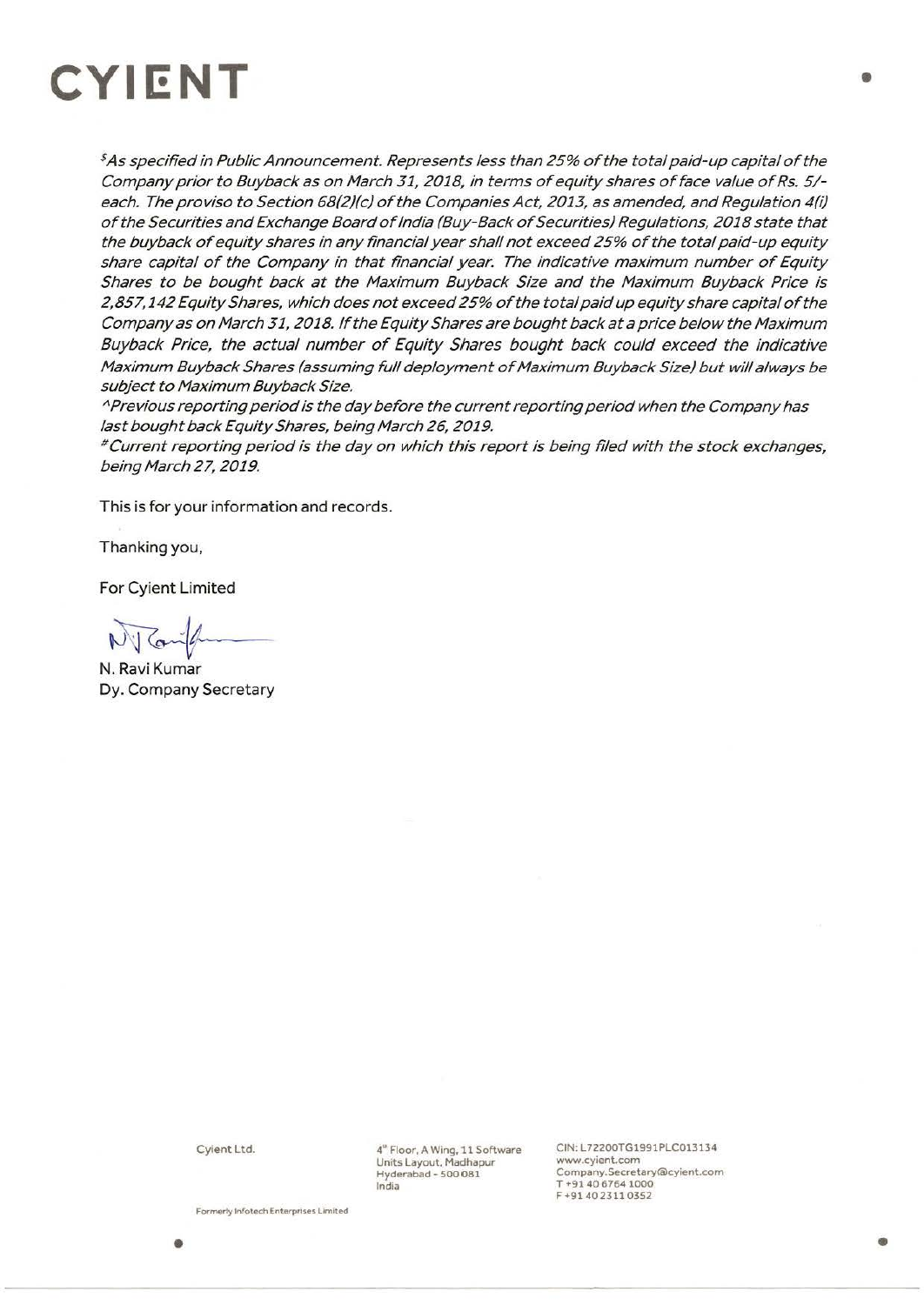# CYIENT

*$As specified in Public Announcement. Represents less than 25% of the total paid-up capital of the Company prior to Buyback as on March 31, 2018, in terms of equity shares of face value of Rs. 5/- each. The proviso to Section 68(2)(c) of the Companies Act, 2013, as amended, and Regulation 4(i) of the Securities and Exchange Board of India (Buy-Back of Securities) Regulations, 2018 state that the buyback of equity shares in any financial year shall not exceed 25% of the total paid-up equity share capital of the Company in that financial year. The indicative maximum number of Equity Shares to be bought back at the Maximum Buyback Size and the Maximum Buyback Price is 2,857,142 Equity Shares, which does not exceed 25% of the total paid up equity share capital of the Company as on March 31, 2018. If the Equity Shares are bought back at a price below the Maximum Buyback Price, the actual number of Equity Shares bought back could exceed the indicative Maximum Buyback Shares (assuming full deployment of Maximum Buyback Size) but will always be subject to Maximum Buyback Size.*

*^Previous reporting period is the day before the current reporting period when the Company has last bought back Equity Shares, being March 26, 2019.*

*#Current reporting period is the day on which this report is being filed with the stock exchanges, being March 27, 2019.*

This is for your information and records.

Thanking you,

For Cyient Limited

N. Ravi Kumar
Dy. Company Secretary

Cyient Ltd.

4th Floor, A Wing, 11 Software Units Layout, Madhapur
Hyderabad - 500 081
India

CIN: L72200TG1991PLC013134
www.cyient.com
Company.Secretary@cyient.com
T +91 40 6764 1000
F +91 40 2311 0352

Formerly Infotech Enterprises Limited